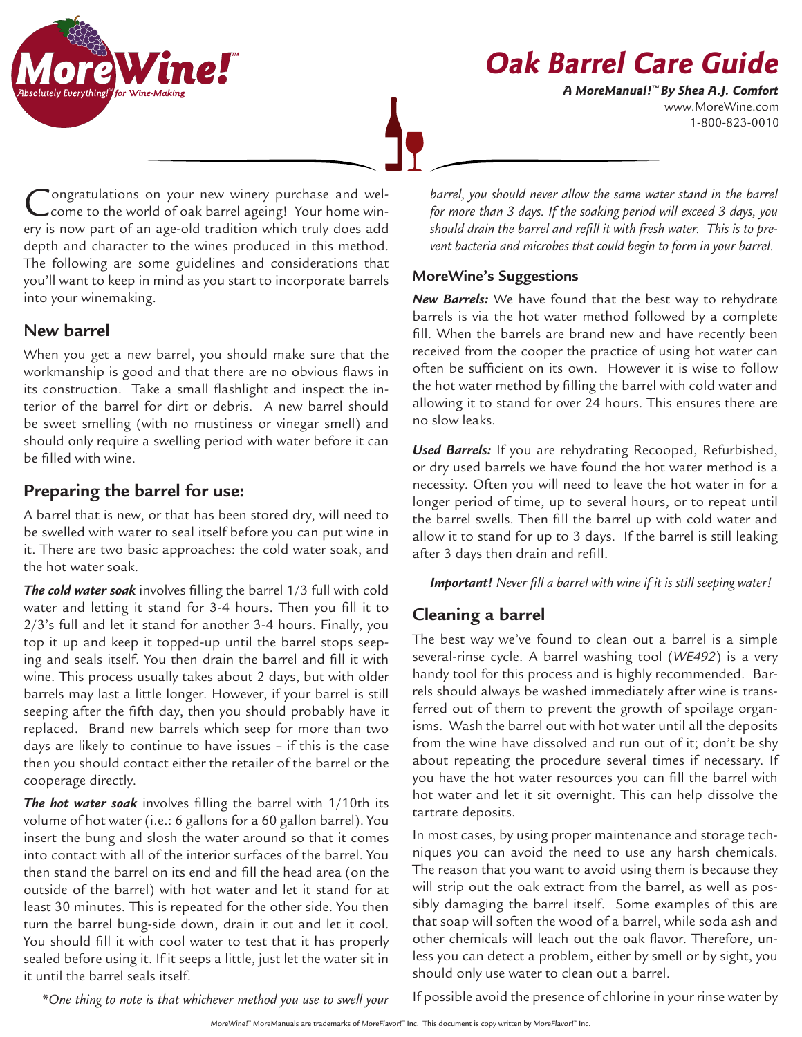# Oak Barrel Care Guide

***A MoreManual!™ By Shea A.J. Comfort***

www.MoreWine.com
1-800-823-0010

Congratulations on your new winery purchase and welcome to the world of oak barrel ageing! Your home winery is now part of an age-old tradition which truly does add depth and character to the wines produced in this method. The following are some guidelines and considerations that you'll want to keep in mind as you start to incorporate barrels into your winemaking.

## New barrel

When you get a new barrel, you should make sure that the workmanship is good and that there are no obvious flaws in its construction. Take a small flashlight and inspect the interior of the barrel for dirt or debris. A new barrel should be sweet smelling (with no mustiness or vinegar smell) and should only require a swelling period with water before it can be filled with wine.

## Preparing the barrel for use:

A barrel that is new, or that has been stored dry, will need to be swelled with water to seal itself before you can put wine in it. There are two basic approaches: the cold water soak, and the hot water soak.

***The cold water soak*** involves filling the barrel 1/3 full with cold water and letting it stand for 3-4 hours. Then you fill it to 2/3's full and let it stand for another 3-4 hours. Finally, you top it up and keep it topped-up until the barrel stops seeping and seals itself. You then drain the barrel and fill it with wine. This process usually takes about 2 days, but with older barrels may last a little longer. However, if your barrel is still seeping after the fifth day, then you should probably have it replaced. Brand new barrels which seep for more than two days are likely to continue to have issues – if this is the case then you should contact either the retailer of the barrel or the cooperage directly.

***The hot water soak*** involves filling the barrel with 1/10th its volume of hot water (i.e.: 6 gallons for a 60 gallon barrel). You insert the bung and slosh the water around so that it comes into contact with all of the interior surfaces of the barrel. You then stand the barrel on its end and fill the head area (on the outside of the barrel) with hot water and let it stand for at least 30 minutes. This is repeated for the other side. You then turn the barrel bung-side down, drain it out and let it cool. You should fill it with cool water to test that it has properly sealed before using it. If it seeps a little, just let the water sit in it until the barrel seals itself.

*\*One thing to note is that whichever method you use to swell your barrel, you should never allow the same water stand in the barrel for more than 3 days. If the soaking period will exceed 3 days, you should drain the barrel and refill it with fresh water. This is to prevent bacteria and microbes that could begin to form in your barrel.*

### MoreWine's Suggestions

***New Barrels:*** We have found that the best way to rehydrate barrels is via the hot water method followed by a complete fill. When the barrels are brand new and have recently been received from the cooper the practice of using hot water can often be sufficient on its own. However it is wise to follow the hot water method by filling the barrel with cold water and allowing it to stand for over 24 hours. This ensures there are no slow leaks.

***Used Barrels:*** If you are rehydrating Recooped, Refurbished, or dry used barrels we have found the hot water method is a necessity. Often you will need to leave the hot water in for a longer period of time, up to several hours, or to repeat until the barrel swells. Then fill the barrel up with cold water and allow it to stand for up to 3 days. If the barrel is still leaking after 3 days then drain and refill.

***Important!*** *Never fill a barrel with wine if it is still seeping water!*

## Cleaning a barrel

The best way we've found to clean out a barrel is a simple several-rinse cycle. A barrel washing tool (*WE492*) is a very handy tool for this process and is highly recommended. Barrels should always be washed immediately after wine is transferred out of them to prevent the growth of spoilage organisms. Wash the barrel out with hot water until all the deposits from the wine have dissolved and run out of it; don't be shy about repeating the procedure several times if necessary. If you have the hot water resources you can fill the barrel with hot water and let it sit overnight. This can help dissolve the tartrate deposits.

In most cases, by using proper maintenance and storage techniques you can avoid the need to use any harsh chemicals. The reason that you want to avoid using them is because they will strip out the oak extract from the barrel, as well as possibly damaging the barrel itself. Some examples of this are that soap will soften the wood of a barrel, while soda ash and other chemicals will leach out the oak flavor. Therefore, unless you can detect a problem, either by smell or by sight, you should only use water to clean out a barrel.

If possible avoid the presence of chlorine in your rinse water by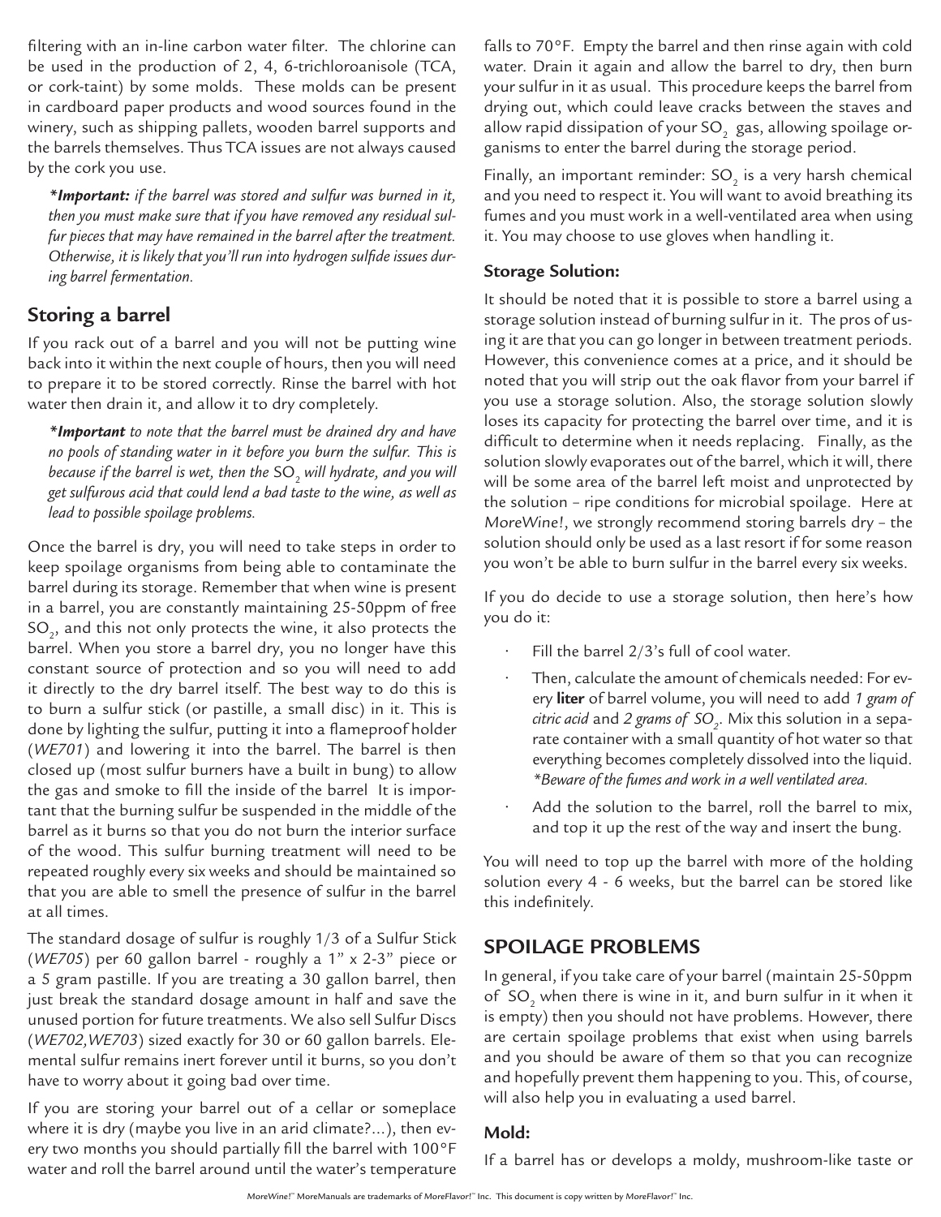filtering with an in-line carbon water filter. The chlorine can be used in the production of 2, 4, 6-trichloroanisole (TCA, or cork-taint) by some molds. These molds can be present in cardboard paper products and wood sources found in the winery, such as shipping pallets, wooden barrel supports and the barrels themselves. Thus TCA issues are not always caused by the cork you use.

> ***Important:** if the barrel was stored and sulfur was burned in it, then you must make sure that if you have removed any residual sulfur pieces that may have remained in the barrel after the treatment. Otherwise, it is likely that you'll run into hydrogen sulfide issues during barrel fermentation.*

## Storing a barrel

If you rack out of a barrel and you will not be putting wine back into it within the next couple of hours, then you will need to prepare it to be stored correctly. Rinse the barrel with hot water then drain it, and allow it to dry completely.

> ***Important** to note that the barrel must be drained dry and have no pools of standing water in it before you burn the sulfur. This is because if the barrel is wet, then the $SO_2$ will hydrate, and you will get sulfurous acid that could lend a bad taste to the wine, as well as lead to possible spoilage problems.*

Once the barrel is dry, you will need to take steps in order to keep spoilage organisms from being able to contaminate the barrel during its storage. Remember that when wine is present in a barrel, you are constantly maintaining 25-50ppm of free $SO_2$, and this not only protects the wine, it also protects the barrel. When you store a barrel dry, you no longer have this constant source of protection and so you will need to add it directly to the dry barrel itself. The best way to do this is to burn a sulfur stick (or pastille, a small disc) in it. This is done by lighting the sulfur, putting it into a flameproof holder (*WE701*) and lowering it into the barrel. The barrel is then closed up (most sulfur burners have a built in bung) to allow the gas and smoke to fill the inside of the barrel It is important that the burning sulfur be suspended in the middle of the barrel as it burns so that you do not burn the interior surface of the wood. This sulfur burning treatment will need to be repeated roughly every six weeks and should be maintained so that you are able to smell the presence of sulfur in the barrel at all times.

The standard dosage of sulfur is roughly 1/3 of a Sulfur Stick (*WE705*) per 60 gallon barrel - roughly a 1" x 2-3" piece or a 5 gram pastille. If you are treating a 30 gallon barrel, then just break the standard dosage amount in half and save the unused portion for future treatments. We also sell Sulfur Discs (*WE702,WE703*) sized exactly for 30 or 60 gallon barrels. Elemental sulfur remains inert forever until it burns, so you don't have to worry about it going bad over time.

If you are storing your barrel out of a cellar or someplace where it is dry (maybe you live in an arid climate?...), then every two months you should partially fill the barrel with 100°F water and roll the barrel around until the water's temperature falls to 70°F. Empty the barrel and then rinse again with cold water. Drain it again and allow the barrel to dry, then burn your sulfur in it as usual. This procedure keeps the barrel from drying out, which could leave cracks between the staves and allow rapid dissipation of your $SO_2$ gas, allowing spoilage organisms to enter the barrel during the storage period.

Finally, an important reminder: $SO_2$ is a very harsh chemical and you need to respect it. You will want to avoid breathing its fumes and you must work in a well-ventilated area when using it. You may choose to use gloves when handling it.

### Storage Solution:

It should be noted that it is possible to store a barrel using a storage solution instead of burning sulfur in it. The pros of using it are that you can go longer in between treatment periods. However, this convenience comes at a price, and it should be noted that you will strip out the oak flavor from your barrel if you use a storage solution. Also, the storage solution slowly loses its capacity for protecting the barrel over time, and it is difficult to determine when it needs replacing. Finally, as the solution slowly evaporates out of the barrel, which it will, there will be some area of the barrel left moist and unprotected by the solution – ripe conditions for microbial spoilage. Here at *MoreWine!*, we strongly recommend storing barrels dry – the solution should only be used as a last resort if for some reason you won't be able to burn sulfur in the barrel every six weeks.

If you do decide to use a storage solution, then here's how you do it:

- Fill the barrel 2/3's full of cool water.
- Then, calculate the amount of chemicals needed: For every **liter** of barrel volume, you will need to add *1 gram of citric acid* and *2 grams of $SO_2$*. Mix this solution in a separate container with a small quantity of hot water so that everything becomes completely dissolved into the liquid. *\*Beware of the fumes and work in a well ventilated area.*
- Add the solution to the barrel, roll the barrel to mix, and top it up the rest of the way and insert the bung.

You will need to top up the barrel with more of the holding solution every 4 - 6 weeks, but the barrel can be stored like this indefinitely.

## SPOILAGE PROBLEMS

In general, if you take care of your barrel (maintain 25-50ppm of $SO_2$ when there is wine in it, and burn sulfur in it when it is empty) then you should not have problems. However, there are certain spoilage problems that exist when using barrels and you should be aware of them so that you can recognize and hopefully prevent them happening to you. This, of course, will also help you in evaluating a used barrel.

### Mold:

If a barrel has or develops a moldy, mushroom-like taste or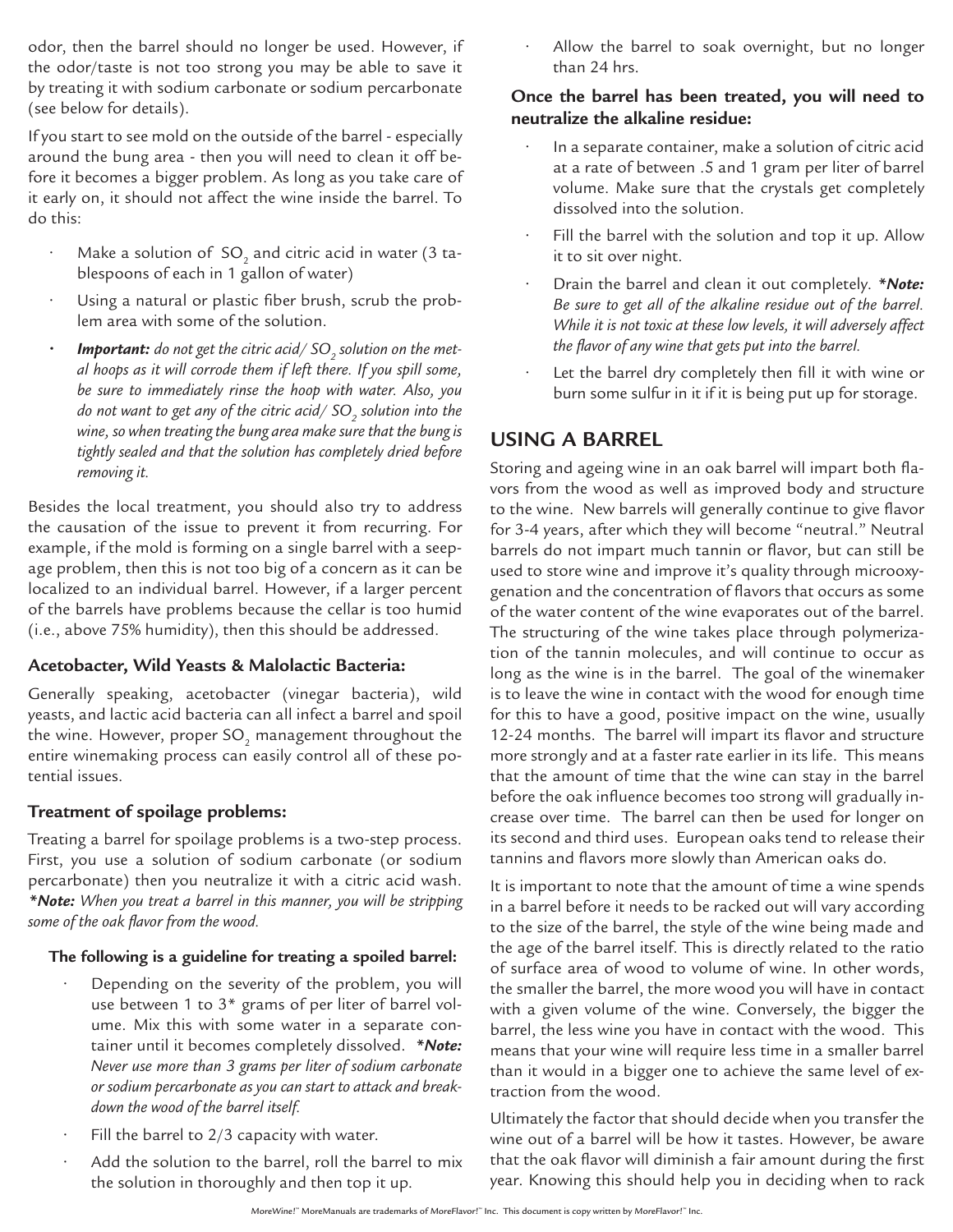odor, then the barrel should no longer be used. However, if the odor/taste is not too strong you may be able to save it by treating it with sodium carbonate or sodium percarbonate (see below for details).

If you start to see mold on the outside of the barrel - especially around the bung area - then you will need to clean it off before it becomes a bigger problem. As long as you take care of it early on, it should not affect the wine inside the barrel. To do this:

- Make a solution of $SO_2$ and citric acid in water (3 tablespoons of each in 1 gallon of water)
- Using a natural or plastic fiber brush, scrub the problem area with some of the solution.
- ***Important:*** *do not get the citric acid/ $SO_2$ solution on the metal hoops as it will corrode them if left there. If you spill some, be sure to immediately rinse the hoop with water. Also, you do not want to get any of the citric acid/ $SO_2$ solution into the wine, so when treating the bung area make sure that the bung is tightly sealed and that the solution has completely dried before removing it.*

Besides the local treatment, you should also try to address the causation of the issue to prevent it from recurring. For example, if the mold is forming on a single barrel with a seepage problem, then this is not too big of a concern as it can be localized to an individual barrel. However, if a larger percent of the barrels have problems because the cellar is too humid (i.e., above 75% humidity), then this should be addressed.

### Acetobacter, Wild Yeasts & Malolactic Bacteria:

Generally speaking, acetobacter (vinegar bacteria), wild yeasts, and lactic acid bacteria can all infect a barrel and spoil the wine. However, proper $SO_2$ management throughout the entire winemaking process can easily control all of these potential issues.

### Treatment of spoilage problems:

Treating a barrel for spoilage problems is a two-step process. First, you use a solution of sodium carbonate (or sodium percarbonate) then you neutralize it with a citric acid wash. ***Note:*** *When you treat a barrel in this manner, you will be stripping some of the oak flavor from the wood.*

**The following is a guideline for treating a spoiled barrel:**

- Depending on the severity of the problem, you will use between 1 to 3* grams of per liter of barrel volume. Mix this with some water in a separate container until it becomes completely dissolved. ***Note:*** *Never use more than 3 grams per liter of sodium carbonate or sodium percarbonate as you can start to attack and breakdown the wood of the barrel itself.*
- Fill the barrel to 2/3 capacity with water.
- Add the solution to the barrel, roll the barrel to mix the solution in thoroughly and then top it up.
- Allow the barrel to soak overnight, but no longer than 24 hrs.

**Once the barrel has been treated, you will need to neutralize the alkaline residue:**

- In a separate container, make a solution of citric acid at a rate of between .5 and 1 gram per liter of barrel volume. Make sure that the crystals get completely dissolved into the solution.
- Fill the barrel with the solution and top it up. Allow it to sit over night.
- Drain the barrel and clean it out completely. ***Note:*** *Be sure to get all of the alkaline residue out of the barrel. While it is not toxic at these low levels, it will adversely affect the flavor of any wine that gets put into the barrel.*
- Let the barrel dry completely then fill it with wine or burn some sulfur in it if it is being put up for storage.

## USING A BARREL

Storing and ageing wine in an oak barrel will impart both flavors from the wood as well as improved body and structure to the wine. New barrels will generally continue to give flavor for 3-4 years, after which they will become "neutral." Neutral barrels do not impart much tannin or flavor, but can still be used to store wine and improve it's quality through microoxygenation and the concentration of flavors that occurs as some of the water content of the wine evaporates out of the barrel. The structuring of the wine takes place through polymerization of the tannin molecules, and will continue to occur as long as the wine is in the barrel. The goal of the winemaker is to leave the wine in contact with the wood for enough time for this to have a good, positive impact on the wine, usually 12-24 months. The barrel will impart its flavor and structure more strongly and at a faster rate earlier in its life. This means that the amount of time that the wine can stay in the barrel before the oak influence becomes too strong will gradually increase over time. The barrel can then be used for longer on its second and third uses. European oaks tend to release their tannins and flavors more slowly than American oaks do.

It is important to note that the amount of time a wine spends in a barrel before it needs to be racked out will vary according to the size of the barrel, the style of the wine being made and the age of the barrel itself. This is directly related to the ratio of surface area of wood to volume of wine. In other words, the smaller the barrel, the more wood you will have in contact with a given volume of the wine. Conversely, the bigger the barrel, the less wine you have in contact with the wood. This means that your wine will require less time in a smaller barrel than it would in a bigger one to achieve the same level of extraction from the wood.

Ultimately the factor that should decide when you transfer the wine out of a barrel will be how it tastes. However, be aware that the oak flavor will diminish a fair amount during the first year. Knowing this should help you in deciding when to rack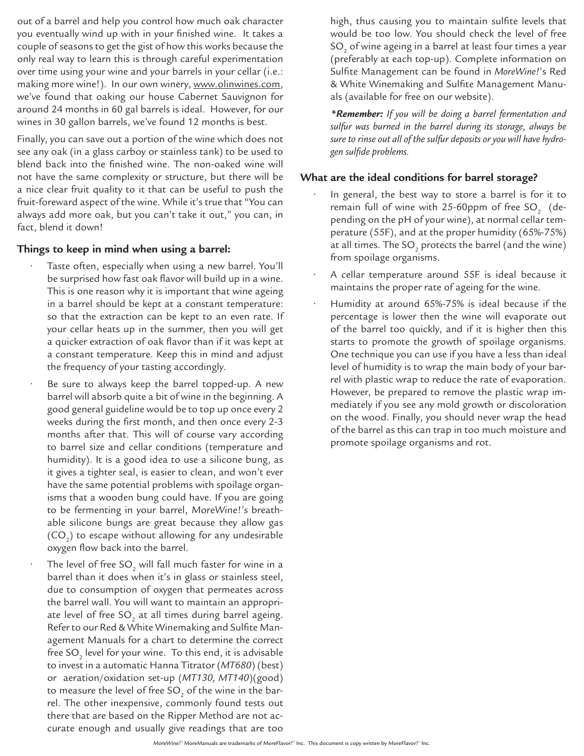out of a barrel and help you control how much oak character you eventually wind up with in your finished wine. It takes a couple of seasons to get the gist of how this works because the only real way to learn this is through careful experimentation over time using your wine and your barrels in your cellar (i.e.: making more wine!). In our own winery, www.olinwines.com, we've found that oaking our house Cabernet Sauvignon for around 24 months in 60 gal barrels is ideal. However, for our wines in 30 gallon barrels, we've found 12 months is best.

Finally, you can save out a portion of the wine which does not see any oak (in a glass carboy or stainless tank) to be used to blend back into the finished wine. The non-oaked wine will not have the same complexity or structure, but there will be a nice clear fruit quality to it that can be useful to push the fruit-foreward aspect of the wine. While it's true that "You can always add more oak, but you can't take it out," you can, in fact, blend it down!

### Things to keep in mind when using a barrel:

- Taste often, especially when using a new barrel. You'll be surprised how fast oak flavor will build up in a wine. This is one reason why it is important that wine ageing in a barrel should be kept at a constant temperature: so that the extraction can be kept to an even rate. If your cellar heats up in the summer, then you will get a quicker extraction of oak flavor than if it was kept at a constant temperature. Keep this in mind and adjust the frequency of your tasting accordingly.
- Be sure to always keep the barrel topped-up. A new barrel will absorb quite a bit of wine in the beginning. A good general guideline would be to top up once every 2 weeks during the first month, and then once every 2-3 months after that. This will of course vary according to barrel size and cellar conditions (temperature and humidity). It is a good idea to use a silicone bung, as it gives a tighter seal, is easier to clean, and won't ever have the same potential problems with spoilage organisms that a wooden bung could have. If you are going to be fermenting in your barrel, *MoreWine!*'s breathable silicone bungs are great because they allow gas ($CO_2$) to escape without allowing for any undesirable oxygen flow back into the barrel.
- The level of free $SO_2$ will fall much faster for wine in a barrel than it does when it's in glass or stainless steel, due to consumption of oxygen that permeates across the barrel wall. You will want to maintain an appropriate level of free $SO_2$ at all times during barrel ageing. Refer to our Red & White Winemaking and Sulfite Management Manuals for a chart to determine the correct free $SO_2$ level for your wine. To this end, it is advisable to invest in a automatic Hanna Titrator (*MT680*) (best) or aeration/oxidation set-up (*MT130, MT140*)(good) to measure the level of free $SO_2$ of the wine in the barrel. The other inexpensive, commonly found tests out there that are based on the Ripper Method are not accurate enough and usually give readings that are too high, thus causing you to maintain sulfite levels that would be too low. You should check the level of free $SO_2$ of wine ageing in a barrel at least four times a year (preferably at each top-up). Complete information on Sulfite Management can be found in *MoreWine!*'s Red & White Winemaking and Sulfite Management Manuals (available for free on our website).

****Remember:*** *If you will be doing a barrel fermentation and sulfur was burned in the barrel during its storage, always be sure to rinse out all of the sulfur deposits or you will have hydrogen sulfide problems.*

### What are the ideal conditions for barrel storage?

- In general, the best way to store a barrel is for it to remain full of wine with 25-60ppm of free $SO_2$ (depending on the pH of your wine), at normal cellar temperature (55F), and at the proper humidity (65%-75%) at all times. The $SO_2$ protects the barrel (and the wine) from spoilage organisms.
- A cellar temperature around 55F is ideal because it maintains the proper rate of ageing for the wine.
- Humidity at around 65%-75% is ideal because if the percentage is lower then the wine will evaporate out of the barrel too quickly, and if it is higher then this starts to promote the growth of spoilage organisms. One technique you can use if you have a less than ideal level of humidity is to wrap the main body of your barrel with plastic wrap to reduce the rate of evaporation. However, be prepared to remove the plastic wrap immediately if you see any mold growth or discoloration on the wood. Finally, you should never wrap the head of the barrel as this can trap in too much moisture and promote spoilage organisms and rot.